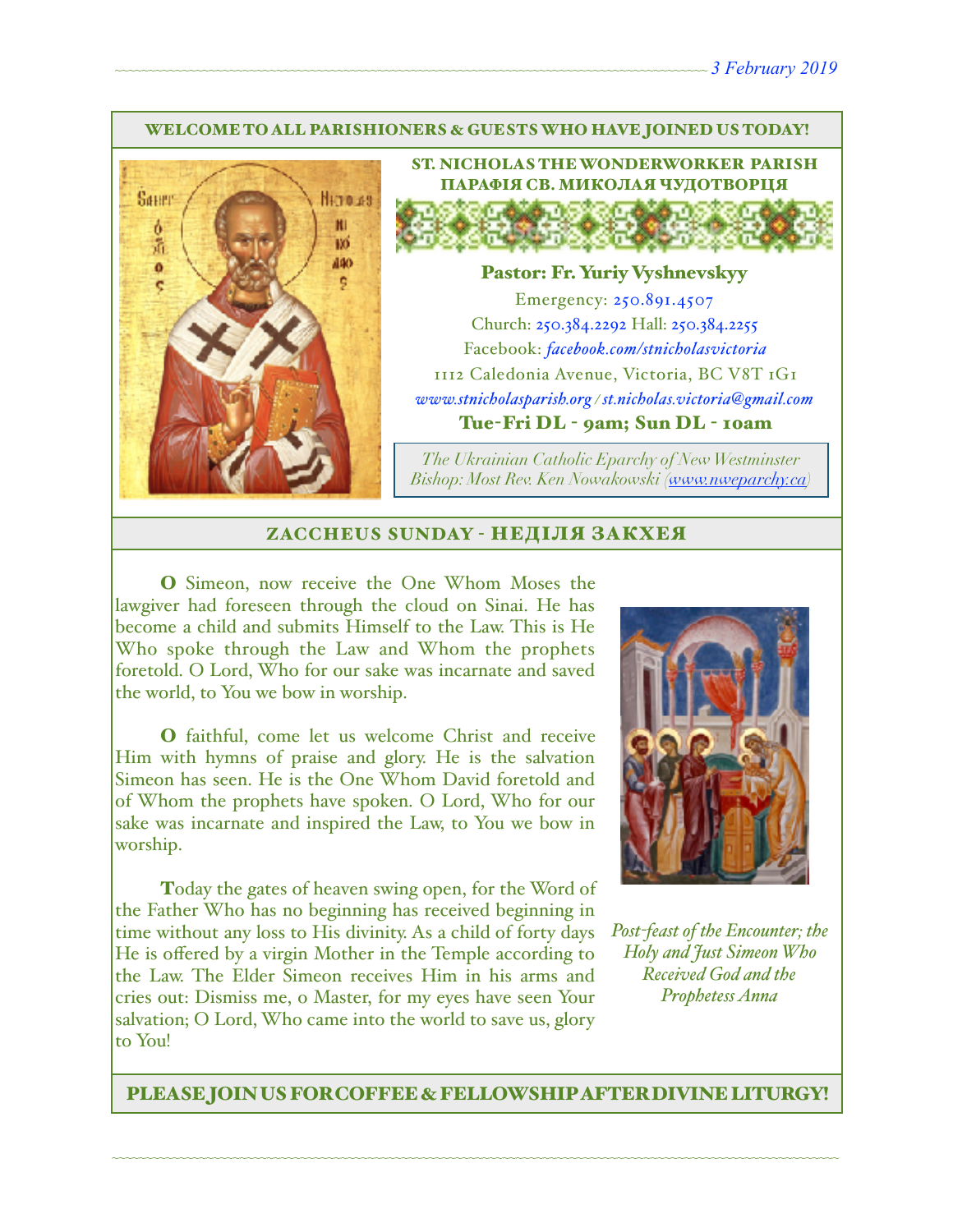3 February 2019

## WELCOME TO ALL PARISHIONERS & GUESTS WHO HAVE JOINED US TODAY!

### ST. NICHOLAS THE WONDERWORKER PARISH
### ПАРАФІЯ СВ. МИКОЛАЯ ЧУДОТВОРЦЯ

**Pastor: Fr. Yuriy Vyshnevskyy**

Emergency: 250.891.4507

Church: 250.384.2292 Hall: 250.384.2255

Facebook: *facebook.com/stnicholasvictoria*

1112 Caledonia Avenue, Victoria, BC V8T 1G1

*www.stnicholasparish.org / st.nicholas.victoria@gmail.com*

**Tue-Fri DL - 9am; Sun DL - 10am**

*The Ukrainian Catholic Eparchy of New Westminster*
*Bishop: Most Rev. Ken Nowakowski (www.nweparchy.ca)*

## ZACCHEUS SUNDAY - НЕДІЛЯ ЗАКХЕЯ

**O** Simeon, now receive the One Whom Moses the lawgiver had foreseen through the cloud on Sinai. He has become a child and submits Himself to the Law. This is He Who spoke through the Law and Whom the prophets foretold. O Lord, Who for our sake was incarnate and saved the world, to You we bow in worship.

**O** faithful, come let us welcome Christ and receive Him with hymns of praise and glory. He is the salvation Simeon has seen. He is the One Whom David foretold and of Whom the prophets have spoken. O Lord, Who for our sake was incarnate and inspired the Law, to You we bow in worship.

**T**oday the gates of heaven swing open, for the Word of the Father Who has no beginning has received beginning in time without any loss to His divinity. As a child of forty days He is offered by a virgin Mother in the Temple according to the Law. The Elder Simeon receives Him in his arms and cries out: Dismiss me, o Master, for my eyes have seen Your salvation; O Lord, Who came into the world to save us, glory to You!

*Post-feast of the Encounter; the Holy and Just Simeon Who Received God and the Prophetess Anna*

## PLEASE JOIN US FOR COFFEE & FELLOWSHIP AFTER DIVINE LITURGY!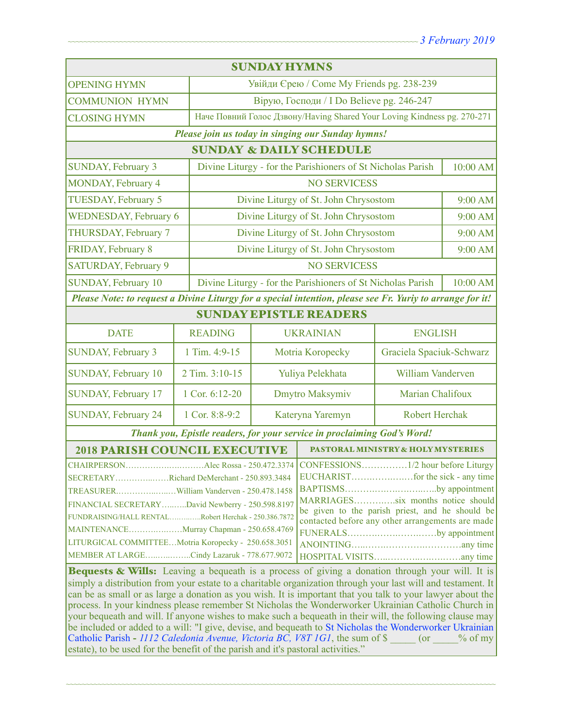## SUNDAY HYMNS

| | |
|---|---|
| OPENING HYMN | Увійди Єрею / Come My Friends pg. 238-239 |
| COMMUNION HYMN | Вірую, Господи / I Do Believe pg. 246-247 |
| CLOSING HYMN | Наче Повний Голос Дзвону/Having Shared Your Loving Kindness pg. 270-271 |

*Please join us today in singing our Sunday hymns!*

## SUNDAY & DAILY SCHEDULE

| | | |
|---|---|---|
| SUNDAY, February 3 | Divine Liturgy - for the Parishioners of St Nicholas Parish | 10:00 AM |
| MONDAY, February 4 | NO SERVICESS | |
| TUESDAY, February 5 | Divine Liturgy of St. John Chrysostom | 9:00 AM |
| WEDNESDAY, February 6 | Divine Liturgy of St. John Chrysostom | 9:00 AM |
| THURSDAY, February 7 | Divine Liturgy of St. John Chrysostom | 9:00 AM |
| FRIDAY, February 8 | Divine Liturgy of St. John Chrysostom | 9:00 AM |
| SATURDAY, February 9 | NO SERVICESS | |
| SUNDAY, February 10 | Divine Liturgy - for the Parishioners of St Nicholas Parish | 10:00 AM |

*Please Note: to request a Divine Liturgy for a special intention, please see Fr. Yuriy to arrange for it!*

## SUNDAY EPISTLE READERS

| DATE | READING | UKRAINIAN | ENGLISH |
|---|---|---|---|
| SUNDAY, February 3 | 1 Tim. 4:9-15 | Motria Koropecky | Graciela Spaciuk-Schwarz |
| SUNDAY, February 10 | 2 Tim. 3:10-15 | Yuliya Pelekhata | William Vanderven |
| SUNDAY, February 17 | 1 Cor. 6:12-20 | Dmytro Maksymiv | Marian Chalifoux |
| SUNDAY, February 24 | 1 Cor. 8:8-9:2 | Kateryna Yaremyn | Robert Herchak |

*Thank you, Epistle readers, for your service in proclaiming God's Word!*

## 2018 PARISH COUNCIL EXECUTIVE

CHAIRPERSON………………………Alec Rossa - 250.472.3374
SECRETARY………………Richard DeMerchant - 250.893.3484
TREASURER………………William Vanderven - 250.478.1458
FINANCIAL SECRETARY……..David Newberry - 250.598.8197
FUNDRAISING/HALL RENTAL…………Robert Herchak - 250.386.7872
MAINTENANCE………………Murray Chapman - 250.658.4769
LITURGICAL COMMITTEE…Motria Koropecky - 250.658.3051
MEMBER AT LARGE……………Cindy Lazaruk - 778.677.9072

## PASTORAL MINISTRY & HOLY MYSTERIES

CONFESSIONS……………1/2 hour before Liturgy
EUCHARIST………………for the sick - any time
BAPTISMS……………………………by appointment
MARRIAGES…………six months notice should be given to the parish priest, and he should be contacted before any other arrangements are made
FUNERALS…………………………by appointment
ANOINTING……………………………any time
HOSPITAL VISITS……………………any time

**Bequests & Wills:** Leaving a bequeath is a process of giving a donation through your will. It is simply a distribution from your estate to a charitable organization through your last will and testament. It can be as small or as large a donation as you wish. It is important that you talk to your lawyer about the process. In your kindness please remember St Nicholas the Wonderworker Ukrainian Catholic Church in your bequeath and will. If anyone wishes to make such a bequeath in their will, the following clause may be included or added to a will: "I give, devise, and bequeath to St Nicholas the Wonderworker Ukrainian Catholic Parish - *1112 Caledonia Avenue, Victoria BC, V8T 1G1*, the sum of $ _____ (or _____% of my estate), to be used for the benefit of the parish and it's pastoral activities."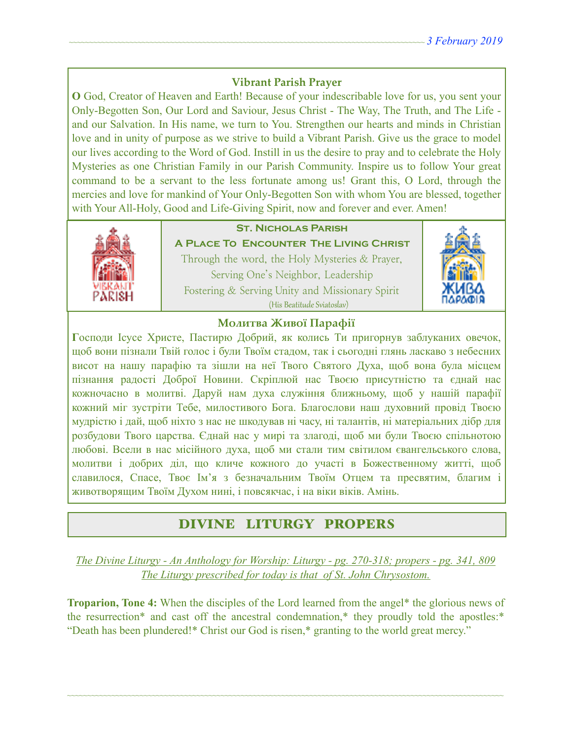### Vibrant Parish Prayer

**O** God, Creator of Heaven and Earth! Because of your indescribable love for us, you sent your Only-Begotten Son, Our Lord and Saviour, Jesus Christ - The Way, The Truth, and The Life - and our Salvation. In His name, we turn to You. Strengthen our hearts and minds in Christian love and in unity of purpose as we strive to build a Vibrant Parish. Give us the grace to model our lives according to the Word of God. Instill in us the desire to pray and to celebrate the Holy Mysteries as one Christian Family in our Parish Community. Inspire us to follow Your great command to be a servant to the less fortunate among us! Grant this, O Lord, through the mercies and love for mankind of Your Only-Begotten Son with whom You are blessed, together with Your All-Holy, Good and Life-Giving Spirit, now and forever and ever. Amen!

**St. Nicholas Parish**

**A Place To Encounter The Living Christ**

Through the word, the Holy Mysteries & Prayer,
Serving One's Neighbor, Leadership
Fostering & Serving Unity and Missionary Spirit
(His Beatitude Sviatoslav)

### Молитва Живої Парафії

**Г**осподи Ісусе Христе, Пастирю Добрий, як колись Ти пригорнув заблуканих овечок, щоб вони пізнали Твій голос і були Твоїм стадом, так і сьогодні глянь ласкаво з небесних висот на нашу парафію та зішли на неї Твого Святого Духа, щоб вона була місцем пізнання радості Доброї Новини. Скріплюй нас Твоєю присутністю та єднай нас кожночасно в молитві. Даруй нам духа служіння ближньому, щоб у нашій парафії кожний міг зустріти Тебе, милостивого Бога. Благослови наш духовний провід Твоєю мудрістю і дай, щоб ніхто з нас не шкодував ні часу, ні талантів, ні матеріальних дібр для розбудови Твого царства. Єднай нас у мирі та злагоді, щоб ми були Твоєю спільнотою любові. Всели в нас місійного духа, щоб ми стали тим світилом євангельського слова, молитви і добрих діл, що кличе кожного до участі в Божественному житті, щоб славилося, Спасе, Твоє Ім'я з безначальним Твоїм Отцем та пресвятим, благим і животворящим Твоїм Духом нині, і повсякчас, і на віки віків. Амінь.

## DIVINE LITURGY PROPERS

*The Divine Liturgy - An Anthology for Worship: Liturgy - pg. 270-318; propers - pg. 341, 809*
*The Liturgy prescribed for today is that of St. John Chrysostom.*

**Troparion, Tone 4:** When the disciples of the Lord learned from the angel* the glorious news of the resurrection* and cast off the ancestral condemnation,* they proudly told the apostles:* "Death has been plundered!* Christ our God is risen,* granting to the world great mercy."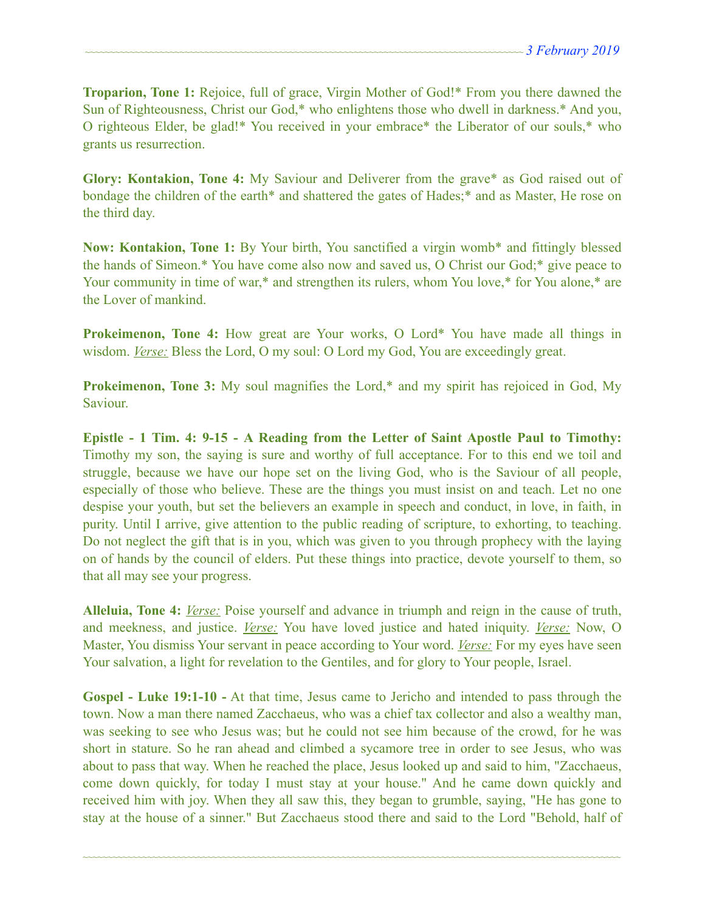**Troparion, Tone 1:** Rejoice, full of grace, Virgin Mother of God!* From you there dawned the Sun of Righteousness, Christ our God,* who enlightens those who dwell in darkness.* And you, O righteous Elder, be glad!* You received in your embrace* the Liberator of our souls,* who grants us resurrection.

**Glory: Kontakion, Tone 4:** My Saviour and Deliverer from the grave* as God raised out of bondage the children of the earth* and shattered the gates of Hades;* and as Master, He rose on the third day.

**Now: Kontakion, Tone 1:** By Your birth, You sanctified a virgin womb* and fittingly blessed the hands of Simeon.* You have come also now and saved us, O Christ our God;* give peace to Your community in time of war,* and strengthen its rulers, whom You love,* for You alone,* are the Lover of mankind.

**Prokeimenon, Tone 4:** How great are Your works, O Lord* You have made all things in wisdom. *Verse:* Bless the Lord, O my soul: O Lord my God, You are exceedingly great.

**Prokeimenon, Tone 3:** My soul magnifies the Lord,* and my spirit has rejoiced in God, My Saviour.

**Epistle - 1 Tim. 4: 9-15 - A Reading from the Letter of Saint Apostle Paul to Timothy:** Timothy my son, the saying is sure and worthy of full acceptance. For to this end we toil and struggle, because we have our hope set on the living God, who is the Saviour of all people, especially of those who believe. These are the things you must insist on and teach. Let no one despise your youth, but set the believers an example in speech and conduct, in love, in faith, in purity. Until I arrive, give attention to the public reading of scripture, to exhorting, to teaching. Do not neglect the gift that is in you, which was given to you through prophecy with the laying on of hands by the council of elders. Put these things into practice, devote yourself to them, so that all may see your progress.

**Alleluia, Tone 4:** *Verse:* Poise yourself and advance in triumph and reign in the cause of truth, and meekness, and justice. *Verse:* You have loved justice and hated iniquity. *Verse:* Now, O Master, You dismiss Your servant in peace according to Your word. *Verse:* For my eyes have seen Your salvation, a light for revelation to the Gentiles, and for glory to Your people, Israel.

**Gospel - Luke 19:1-10 -** At that time, Jesus came to Jericho and intended to pass through the town. Now a man there named Zacchaeus, who was a chief tax collector and also a wealthy man, was seeking to see who Jesus was; but he could not see him because of the crowd, for he was short in stature. So he ran ahead and climbed a sycamore tree in order to see Jesus, who was about to pass that way. When he reached the place, Jesus looked up and said to him, "Zacchaeus, come down quickly, for today I must stay at your house." And he came down quickly and received him with joy. When they all saw this, they began to grumble, saying, "He has gone to stay at the house of a sinner." But Zacchaeus stood there and said to the Lord "Behold, half of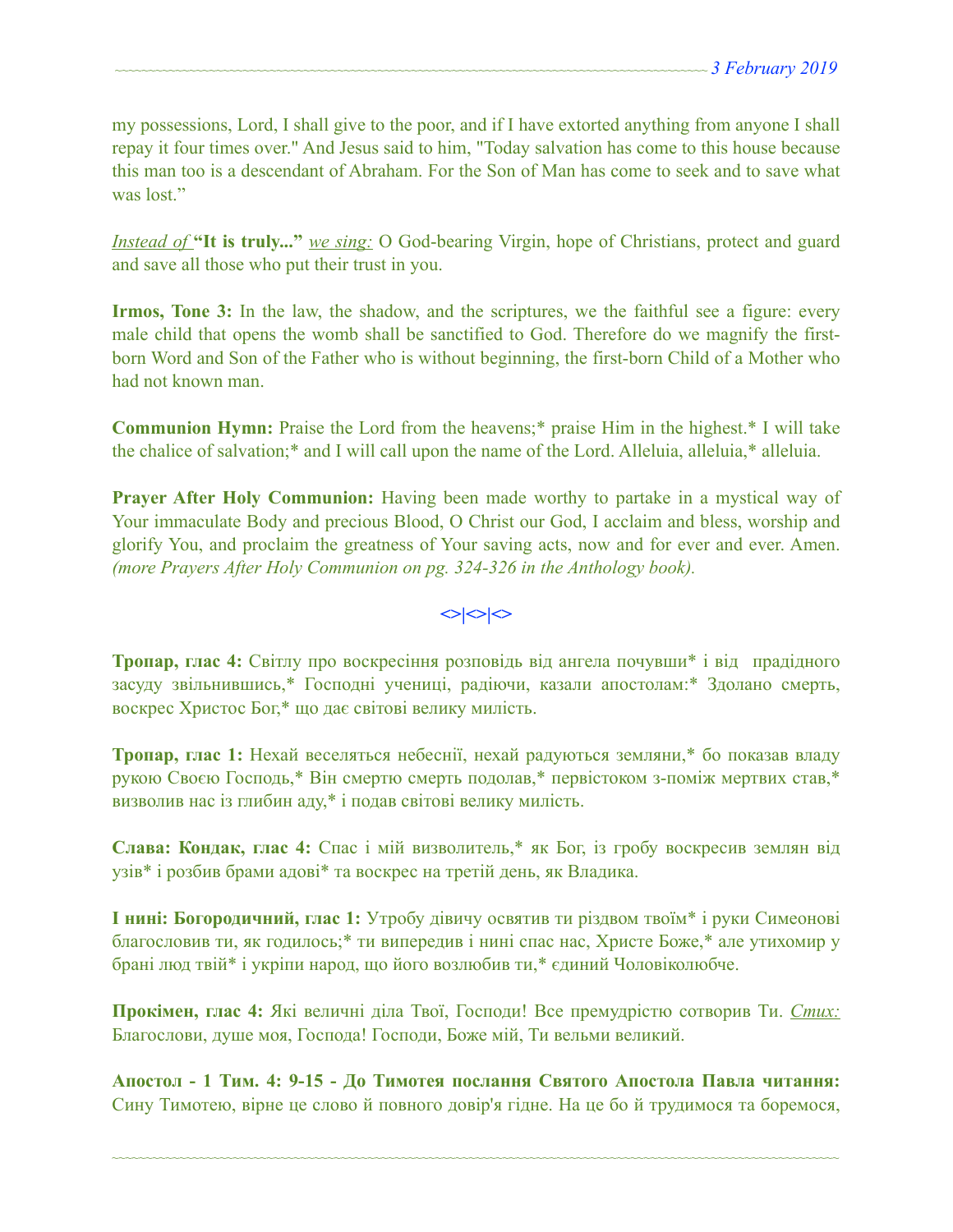my possessions, Lord, I shall give to the poor, and if I have extorted anything from anyone I shall repay it four times over." And Jesus said to him, "Today salvation has come to this house because this man too is a descendant of Abraham. For the Son of Man has come to seek and to save what was lost."

*Instead of* **"It is truly..."** *we sing:* O God-bearing Virgin, hope of Christians, protect and guard and save all those who put their trust in you.

**Irmos, Tone 3:** In the law, the shadow, and the scriptures, we the faithful see a figure: every male child that opens the womb shall be sanctified to God. Therefore do we magnify the first-born Word and Son of the Father who is without beginning, the first-born Child of a Mother who had not known man.

**Communion Hymn:** Praise the Lord from the heavens;* praise Him in the highest.* I will take the chalice of salvation;* and I will call upon the name of the Lord. Alleluia, alleluia,* alleluia.

**Prayer After Holy Communion:** Having been made worthy to partake in a mystical way of Your immaculate Body and precious Blood, O Christ our God, I acclaim and bless, worship and glorify You, and proclaim the greatness of Your saving acts, now and for ever and ever. Amen. *(more Prayers After Holy Communion on pg. 324-326 in the Anthology book).*

<>|<>|<>

**Тропар, глас 4:** Світлу про воскресіння розповідь від ангела почувши* і від прадідного засуду звільнившись,* Господні учениці, радіючи, казали апостолам:* Здолано смерть, воскрес Христос Бог,* що дає світові велику милість.

**Тропар, глас 1:** Нехай веселяться небеснії, нехай радуються земляни,* бо показав владу рукою Своєю Господь,* Він смертю смерть подолав,* первістоком з-поміж мертвих став,* визволив нас із глибин аду,* і подав світові велику милість.

**Слава: Кондак, глас 4:** Спас і мій визволитель,* як Бог, із гробу воскресив землян від узів* і розбив брами адові* та воскрес на третій день, як Владика.

**І нині: Богородичний, глас 1:** Утробу дівичу освятив ти різдвом твоїм* і руки Симеонові благословив ти, як годилось;* ти випередив і нині спас нас, Христе Боже,* але утихомир у брані люд твій* і укріпи народ, що його возлюбив ти,* єдиний Чоловіколюбче.

**Прокімен, глас 4:** Які величні діла Твої, Господи! Все премудрістю сотворив Ти. *Стих:* Благослови, душе моя, Господа! Господи, Боже мій, Ти вельми великий.

**Апостол - 1 Тим. 4: 9-15 - До Тимотея послання Святого Апостола Павла читання:** Сину Тимотею, вірне це слово й повного довір'я гідне. На це бо й трудимося та боремося,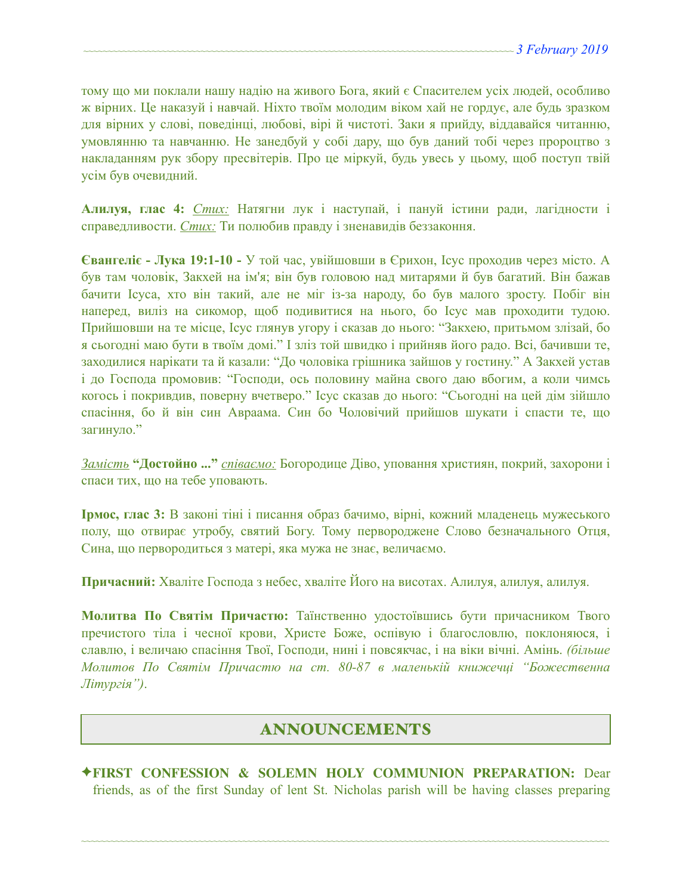тому що ми поклали нашу надію на живого Бога, який є Спасителем усіх людей, особливо ж вірних. Це наказуй і навчай. Ніхто твоїм молодим віком хай не гордує, але будь зразком для вірних у слові, поведінці, любові, вірі й чистоті. Заки я прийду, віддавайся читанню, умовлянню та навчанню. Не занедбуй у собі дару, що був даний тобі через пророцтво з накладанням рук збору пресвітерів. Про це міркуй, будь увесь у цьому, щоб поступ твій усім був очевидний.

**Алилуя, глас 4:** *Стих:* Натягни лук і наступай, і пануй істини ради, лагідности і справедливости. *Стих:* Ти полюбив правду і зненавидів беззаконня.

**Євангеліє - Лука 19:1-10 -** У той час, увійшовши в Єрихон, Ісус проходив через місто. А був там чоловік, Закхей на ім'я; він був головою над митарями й був багатий. Він бажав бачити Ісуса, хто він такий, але не міг із-за народу, бо був малого зросту. Побіг він наперед, виліз на сикомор, щоб подивитися на нього, бо Ісус мав проходити тудою. Прийшовши на те місце, Ісус глянув угору і сказав до нього: "Закхею, притьмом злізай, бо я сьогодні маю бути в твоїм домі." І зліз той швидко і прийняв його радо. Всі, бачивши те, заходилися нарікати та й казали: "До чоловіка грішника зайшов у гостину." А Закхей устав і до Господа промовив: "Господи, ось половину майна свого даю вбогим, а коли чимсь когось і покривдив, поверну вчетверо." Ісус сказав до нього: "Сьогодні на цей дім зійшло спасіння, бо й він син Авраама. Син бо Чоловічий прийшов шукати і спасти те, що загинуло."

*Замість* **"Достойно ..."** *співаємо:* Богородице Діво, уповання християн, покрий, захорони і спаси тих, що на тебе уповають.

**Ірмос, глас 3:** В законі тіні і писання образ бачимо, вірні, кожний младенець мужеського полу, що отвирає утробу, святий Богу. Тому первороджене Слово безначального Отця, Сина, що перворoccurs з матері, яка мужа не знає, величаємо.

**Причасний:** Хваліте Господа з небес, хваліте Його на висотах. Алилуя, алилуя, алилуя.

**Молитва По Святім Причастю:** Таїнственно удостоївшись бути причасником Твого пречистого тіла і чесної крови, Христе Боже, оспівую і благословлю, поклоняюся, і славлю, і величаю спасіння Твої, Господи, нині і повсякчас, і на віки вічні. Амінь. *(більше Молитов По Святім Причастю на ст. 80-87 в маленькій книжечці "Божественна Літургія").*

## ANNOUNCEMENTS

✦**FIRST CONFESSION & SOLEMN HOLY COMMUNION PREPARATION:** Dear friends, as of the first Sunday of lent St. Nicholas parish will be having classes preparing

тому що ми поклали нашу надію на живого Бога, який є Спасителем усіх людей, особливо ж вірних. Це наказуй і навчай. Ніхто твоїм молодим віком хай не гордує, але будь зразком для вірних у слові, поведінці, любові, вірі й чистоті. Заки я прийду, віддавайся читанню, умовлянню та навчанню. Не занедбуй у собі дару, що був даний тобі через пророцтво з накладанням рук збору пресвітерів. Про це міркуй, будь увесь у цьому, щоб поступ твій усім був очевидний.

**Алилуя, глас 4:** *Стих:* Натягни лук і наступай, і пануй істини ради, лагідности і справедливости. *Стих:* Ти полюбив правду і зненавидів беззаконня.

**Євангеліє - Лука 19:1-10 -** У той час, увійшовши в Єрихон, Ісус проходив через місто. А був там чоловік, Закхей на ім'я; він був головою над митарями й був багатий. Він бажав бачити Ісуса, хто він такий, але не міг із-за народу, бо був малого зросту. Побіг він наперед, виліз на сикомор, щоб подивитися на нього, бо Ісус мав проходити тудою. Прийшовши на те місце, Ісус глянув угору і сказав до нього: "Закхею, притьмом злізай, бо я сьогодні маю бути в твоїм домі." І зліз той швидко і прийняв його радо. Всі, бачивши те, заходилися нарікати та й казали: "До чоловіка грішника зайшов у гостину." А Закхей устав і до Господа промовив: "Господи, ось половину майна свого даю вбогим, а коли чимсь когось і покривдив, поверну вчетверо." Ісус сказав до нього: "Сьогодні на цей дім зійшло спасіння, бо й він син Авраама. Син бо Чоловічий прийшов шукати і спасти те, що загинуло."

*Замість* **"Достойно ..."** *співаємо:* Богородице Діво, уповання християн, покрий, захорони і спаси тих, що на тебе уповають.

**Ірмос, глас 3:** В законі тіні і писання образ бачимо, вірні, кожний младенець мужеського полу, що отвирає утробу, святий Богу. Тому первороджене Слово безначального Отця, Сина, що первородиться з матері, яка мужа не знає, величаємо.

**Причасний:** Хваліте Господа з небес, хваліте Його на висотах. Алилуя, алилуя, алилуя.

**Молитва По Святім Причастю:** Таїнственно удостоївшись бути причасником Твого пречистого тіла і чесної крови, Христе Боже, оспівую і благословлю, поклоняюся, і славлю, і величаю спасіння Твої, Господи, нині і повсякчас, і на віки вічні. Амінь. *(більше Молитов По Святім Причастю на ст. 80-87 в маленькій книжечці "Божественна Літургія").*

## ANNOUNCEMENTS

✦**FIRST CONFESSION & SOLEMN HOLY COMMUNION PREPARATION:** Dear friends, as of the first Sunday of lent St. Nicholas parish will be having classes preparing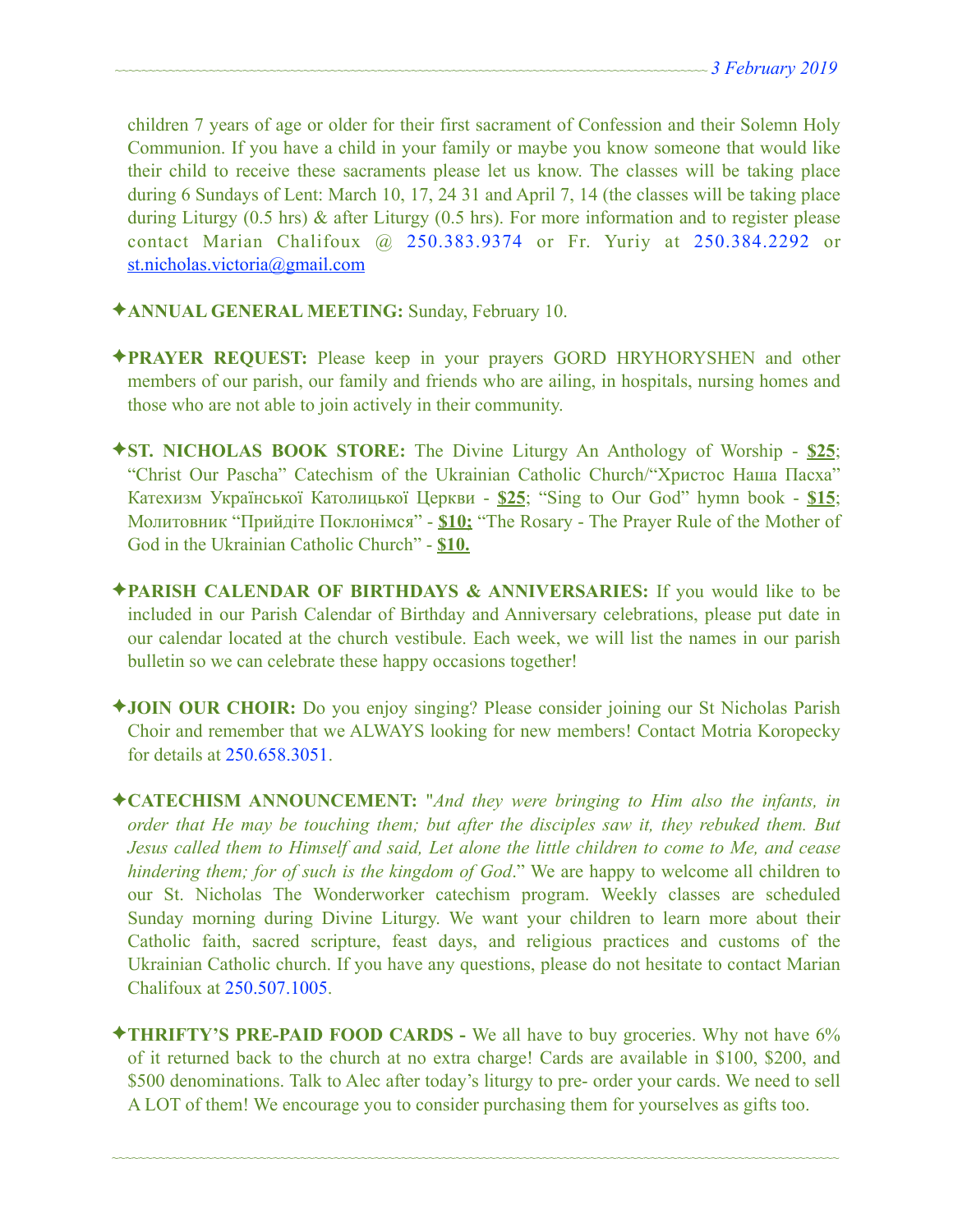children 7 years of age or older for their first sacrament of Confession and their Solemn Holy Communion. If you have a child in your family or maybe you know someone that would like their child to receive these sacraments please let us know. The classes will be taking place during 6 Sundays of Lent: March 10, 17, 24 31 and April 7, 14 (the classes will be taking place during Liturgy (0.5 hrs) & after Liturgy (0.5 hrs). For more information and to register please contact Marian Chalifoux @ 250.383.9374 or Fr. Yuriy at 250.384.2292 or st.nicholas.victoria@gmail.com

✦**ANNUAL GENERAL MEETING:** Sunday, February 10.

✦**PRAYER REQUEST:** Please keep in your prayers GORD HRYHORYSHEN and other members of our parish, our family and friends who are ailing, in hospitals, nursing homes and those who are not able to join actively in their community.

✦**ST. NICHOLAS BOOK STORE:** The Divine Liturgy An Anthology of Worship - **$25**; "Christ Our Pascha" Catechism of the Ukrainian Catholic Church/"Христос Наша Пасха" Катехизм Української Католицької Церкви - **$25**; "Sing to Our God" hymn book - **$15**; Молитовник "Прийдіте Поклонімся" - **$10;** "The Rosary - The Prayer Rule of the Mother of God in the Ukrainian Catholic Church" - **$10.**

✦**PARISH CALENDAR OF BIRTHDAYS & ANNIVERSARIES:** If you would like to be included in our Parish Calendar of Birthday and Anniversary celebrations, please put date in our calendar located at the church vestibule. Each week, we will list the names in our parish bulletin so we can celebrate these happy occasions together!

✦**JOIN OUR CHOIR:** Do you enjoy singing? Please consider joining our St Nicholas Parish Choir and remember that we ALWAYS looking for new members! Contact Motria Koropecky for details at 250.658.3051.

✦**CATECHISM ANNOUNCEMENT:** "*And they were bringing to Him also the infants, in order that He may be touching them; but after the disciples saw it, they rebuked them. But Jesus called them to Himself and said, Let alone the little children to come to Me, and cease hindering them; for of such is the kingdom of God*." We are happy to welcome all children to our St. Nicholas The Wonderworker catechism program. Weekly classes are scheduled Sunday morning during Divine Liturgy. We want your children to learn more about their Catholic faith, sacred scripture, feast days, and religious practices and customs of the Ukrainian Catholic church. If you have any questions, please do not hesitate to contact Marian Chalifoux at 250.507.1005.

✦**THRIFTY'S PRE-PAID FOOD CARDS -** We all have to buy groceries. Why not have 6% of it returned back to the church at no extra charge! Cards are available in $100, $200, and $500 denominations. Talk to Alec after today's liturgy to pre- order your cards. We need to sell A LOT of them! We encourage you to consider purchasing them for yourselves as gifts too.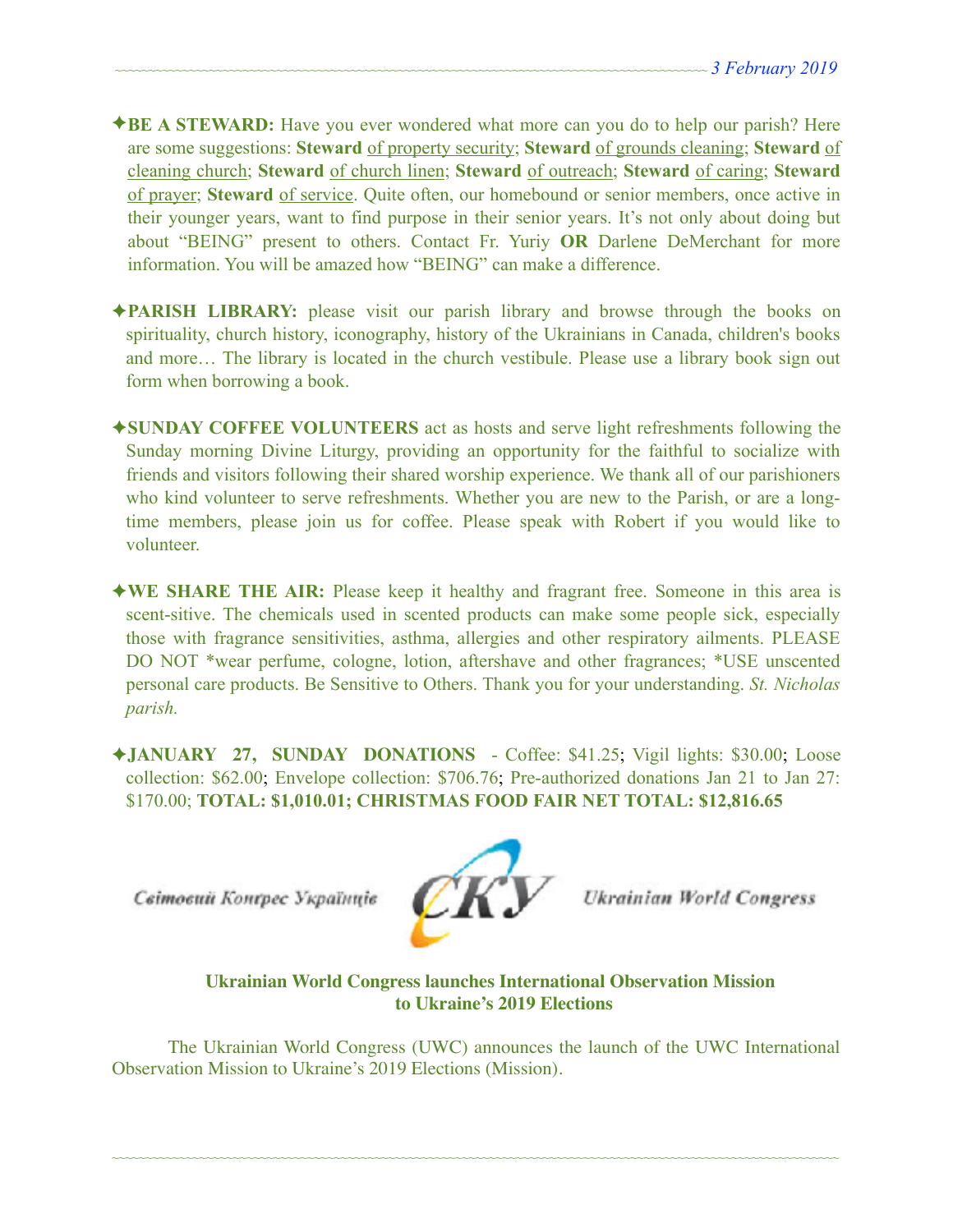✦**BE A STEWARD:** Have you ever wondered what more can you do to help our parish? Here are some suggestions: **Steward** of property security; **Steward** of grounds cleaning; **Steward** of cleaning church; **Steward** of church linen; **Steward** of outreach; **Steward** of caring; **Steward** of prayer; **Steward** of service. Quite often, our homebound or senior members, once active in their younger years, want to find purpose in their senior years. It's not only about doing but about "BEING" present to others. Contact Fr. Yuriy **OR** Darlene DeMerchant for more information. You will be amazed how "BEING" can make a difference.

✦**PARISH LIBRARY:** please visit our parish library and browse through the books on spirituality, church history, iconography, history of the Ukrainians in Canada, children's books and more… The library is located in the church vestibule. Please use a library book sign out form when borrowing a book.

✦**SUNDAY COFFEE VOLUNTEERS** act as hosts and serve light refreshments following the Sunday morning Divine Liturgy, providing an opportunity for the faithful to socialize with friends and visitors following their shared worship experience. We thank all of our parishioners who kind volunteer to serve refreshments. Whether you are new to the Parish, or are a long-time members, please join us for coffee. Please speak with Robert if you would like to volunteer.

✦**WE SHARE THE AIR:** Please keep it healthy and fragrant free. Someone in this area is scent-sitive. The chemicals used in scented products can make some people sick, especially those with fragrance sensitivities, asthma, allergies and other respiratory ailments. PLEASE DO NOT *wear perfume, cologne, lotion, aftershave and other fragrances; *USE unscented personal care products. Be Sensitive to Others. Thank you for your understanding. *St. Nicholas parish.*

✦**JANUARY 27, SUNDAY DONATIONS** - Coffee: $41.25; Vigil lights: $30.00; Loose collection: $62.00; Envelope collection: $706.76; Pre-authorized donations Jan 21 to Jan 27: $170.00; **TOTAL: $1,010.01; CHRISTMAS FOOD FAIR NET TOTAL: $12,816.65**

Світовий Конґрес Українців — СКУ — Ukrainian World Congress

**Ukrainian World Congress launches International Observation Mission to Ukraine's 2019 Elections**

The Ukrainian World Congress (UWC) announces the launch of the UWC International Observation Mission to Ukraine's 2019 Elections (Mission).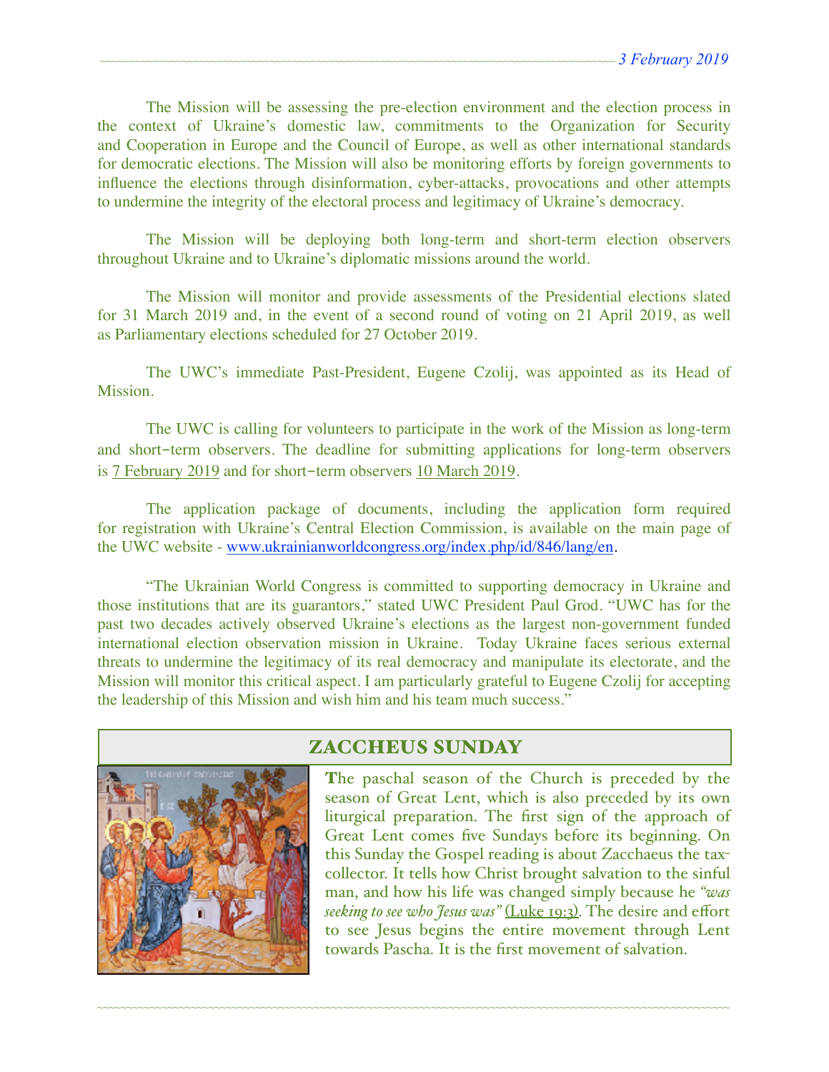The Mission will be assessing the pre-election environment and the election process in the context of Ukraine's domestic law, commitments to the Organization for Security and Cooperation in Europe and the Council of Europe, as well as other international standards for democratic elections. The Mission will also be monitoring efforts by foreign governments to influence the elections through disinformation, cyber-attacks, provocations and other attempts to undermine the integrity of the electoral process and legitimacy of Ukraine's democracy.

The Mission will be deploying both long-term and short-term election observers throughout Ukraine and to Ukraine's diplomatic missions around the world.

The Mission will monitor and provide assessments of the Presidential elections slated for 31 March 2019 and, in the event of a second round of voting on 21 April 2019, as well as Parliamentary elections scheduled for 27 October 2019.

The UWC's immediate Past-President, Eugene Czolij, was appointed as its Head of Mission.

The UWC is calling for volunteers to participate in the work of the Mission as long-term and short-term observers. The deadline for submitting applications for long-term observers is 7 February 2019 and for short-term observers 10 March 2019.

The application package of documents, including the application form required for registration with Ukraine's Central Election Commission, is available on the main page of the UWC website - www.ukrainianworldcongress.org/index.php/id/846/lang/en.

"The Ukrainian World Congress is committed to supporting democracy in Ukraine and those institutions that are its guarantors," stated UWC President Paul Grod. "UWC has for the past two decades actively observed Ukraine's elections as the largest non-government funded international election observation mission in Ukraine. Today Ukraine faces serious external threats to undermine the legitimacy of its real democracy and manipulate its electorate, and the Mission will monitor this critical aspect. I am particularly grateful to Eugene Czolij for accepting the leadership of this Mission and wish him and his team much success."

## ZACCHEUS SUNDAY

The paschal season of the Church is preceded by the season of Great Lent, which is also preceded by its own liturgical preparation. The first sign of the approach of Great Lent comes five Sundays before its beginning. On this Sunday the Gospel reading is about Zacchaeus the tax-collector. It tells how Christ brought salvation to the sinful man, and how his life was changed simply because he *"was seeking to see who Jesus was"* (Luke 19:3). The desire and effort to see Jesus begins the entire movement through Lent towards Pascha. It is the first movement of salvation.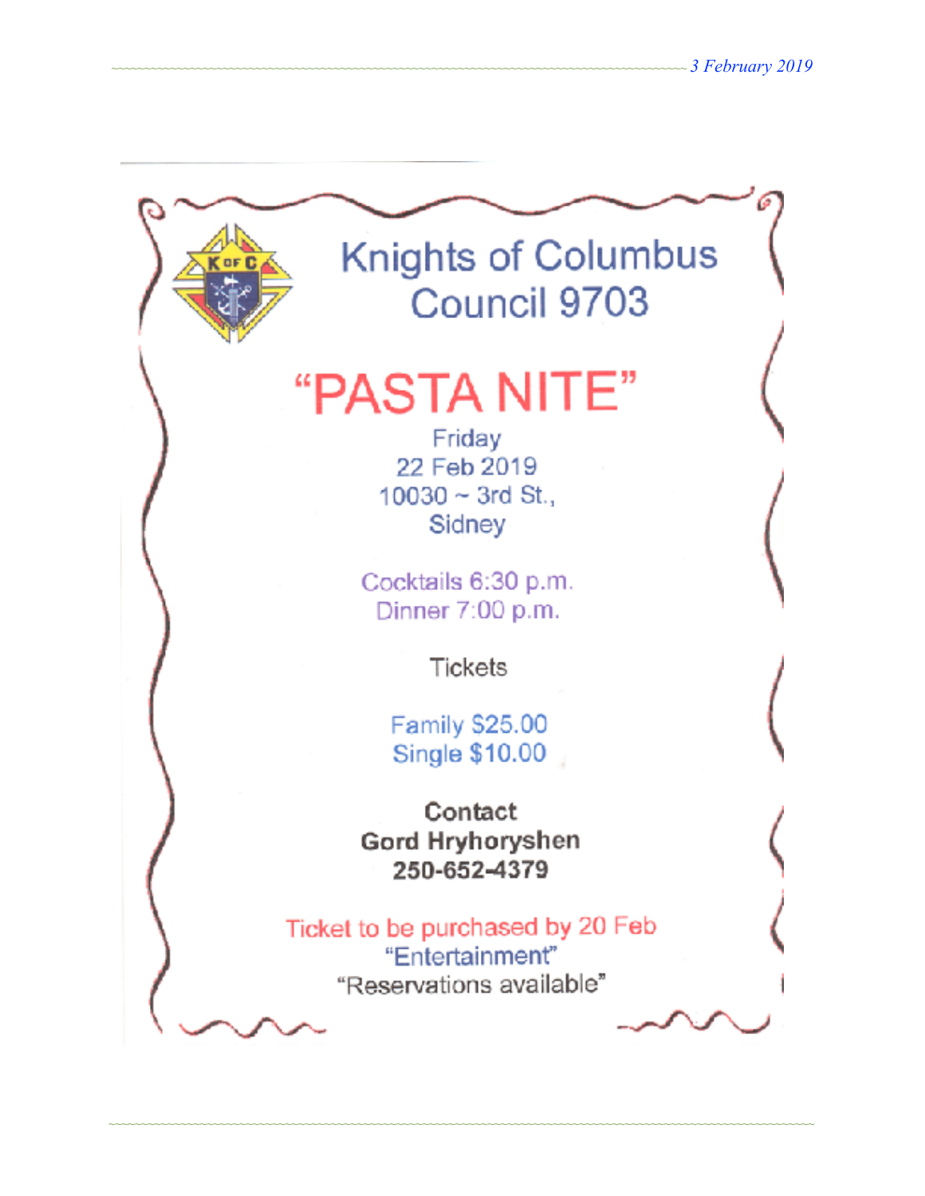# Knights of Columbus Council 9703

# "PASTA NITE"

Friday
22 Feb 2019
10030 ~ 3rd St.,
Sidney

Cocktails 6:30 p.m.
Dinner 7:00 p.m.

Tickets

Family $25.00
Single $10.00

**Contact**
**Gord Hryhoryshen**
**250-652-4379**

Ticket to be purchased by 20 Feb
"Entertainment"
"Reservations available"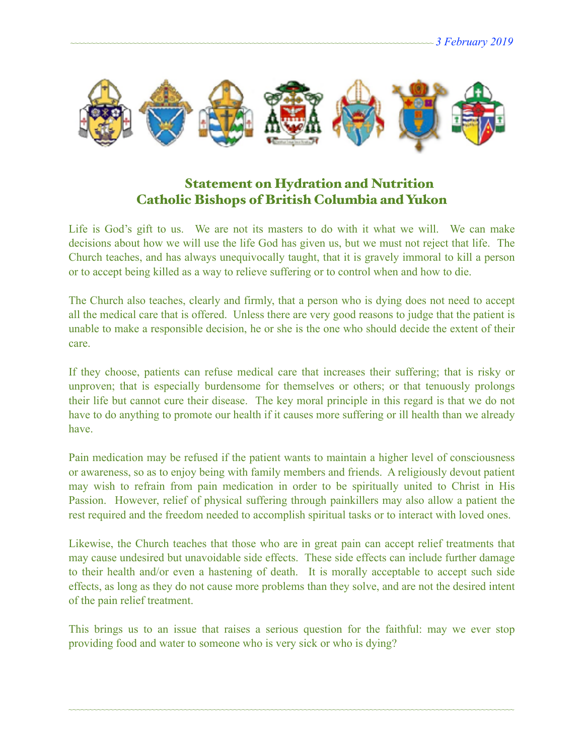## Statement on Hydration and Nutrition
## Catholic Bishops of British Columbia and Yukon

Life is God's gift to us. We are not its masters to do with it what we will. We can make decisions about how we will use the life God has given us, but we must not reject that life. The Church teaches, and has always unequivocally taught, that it is gravely immoral to kill a person or to accept being killed as a way to relieve suffering or to control when and how to die.

The Church also teaches, clearly and firmly, that a person who is dying does not need to accept all the medical care that is offered. Unless there are very good reasons to judge that the patient is unable to make a responsible decision, he or she is the one who should decide the extent of their care.

If they choose, patients can refuse medical care that increases their suffering; that is risky or unproven; that is especially burdensome for themselves or others; or that tenuously prolongs their life but cannot cure their disease. The key moral principle in this regard is that we do not have to do anything to promote our health if it causes more suffering or ill health than we already have.

Pain medication may be refused if the patient wants to maintain a higher level of consciousness or awareness, so as to enjoy being with family members and friends. A religiously devout patient may wish to refrain from pain medication in order to be spiritually united to Christ in His Passion. However, relief of physical suffering through painkillers may also allow a patient the rest required and the freedom needed to accomplish spiritual tasks or to interact with loved ones.

Likewise, the Church teaches that those who are in great pain can accept relief treatments that may cause undesired but unavoidable side effects. These side effects can include further damage to their health and/or even a hastening of death. It is morally acceptable to accept such side effects, as long as they do not cause more problems than they solve, and are not the desired intent of the pain relief treatment.

This brings us to an issue that raises a serious question for the faithful: may we ever stop providing food and water to someone who is very sick or who is dying?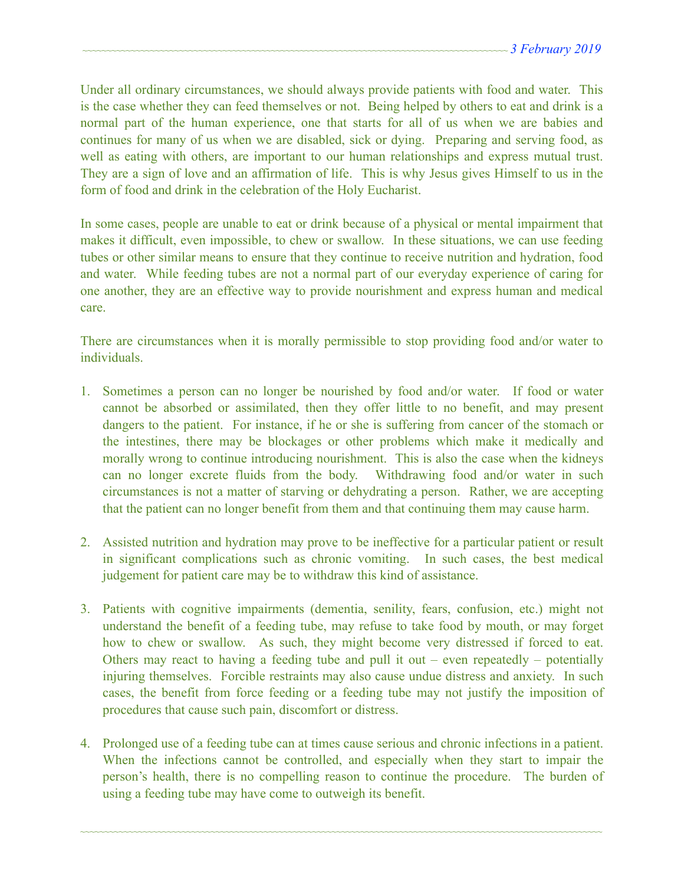Under all ordinary circumstances, we should always provide patients with food and water. This is the case whether they can feed themselves or not. Being helped by others to eat and drink is a normal part of the human experience, one that starts for all of us when we are babies and continues for many of us when we are disabled, sick or dying. Preparing and serving food, as well as eating with others, are important to our human relationships and express mutual trust. They are a sign of love and an affirmation of life. This is why Jesus gives Himself to us in the form of food and drink in the celebration of the Holy Eucharist.

In some cases, people are unable to eat or drink because of a physical or mental impairment that makes it difficult, even impossible, to chew or swallow. In these situations, we can use feeding tubes or other similar means to ensure that they continue to receive nutrition and hydration, food and water. While feeding tubes are not a normal part of our everyday experience of caring for one another, they are an effective way to provide nourishment and express human and medical care.

There are circumstances when it is morally permissible to stop providing food and/or water to individuals.

1. Sometimes a person can no longer be nourished by food and/or water. If food or water cannot be absorbed or assimilated, then they offer little to no benefit, and may present dangers to the patient. For instance, if he or she is suffering from cancer of the stomach or the intestines, there may be blockages or other problems which make it medically and morally wrong to continue introducing nourishment. This is also the case when the kidneys can no longer excrete fluids from the body. Withdrawing food and/or water in such circumstances is not a matter of starving or dehydrating a person. Rather, we are accepting that the patient can no longer benefit from them and that continuing them may cause harm.

2. Assisted nutrition and hydration may prove to be ineffective for a particular patient or result in significant complications such as chronic vomiting. In such cases, the best medical judgement for patient care may be to withdraw this kind of assistance.

3. Patients with cognitive impairments (dementia, senility, fears, confusion, etc.) might not understand the benefit of a feeding tube, may refuse to take food by mouth, or may forget how to chew or swallow. As such, they might become very distressed if forced to eat. Others may react to having a feeding tube and pull it out – even repeatedly – potentially injuring themselves. Forcible restraints may also cause undue distress and anxiety. In such cases, the benefit from force feeding or a feeding tube may not justify the imposition of procedures that cause such pain, discomfort or distress.

4. Prolonged use of a feeding tube can at times cause serious and chronic infections in a patient. When the infections cannot be controlled, and especially when they start to impair the person's health, there is no compelling reason to continue the procedure. The burden of using a feeding tube may have come to outweigh its benefit.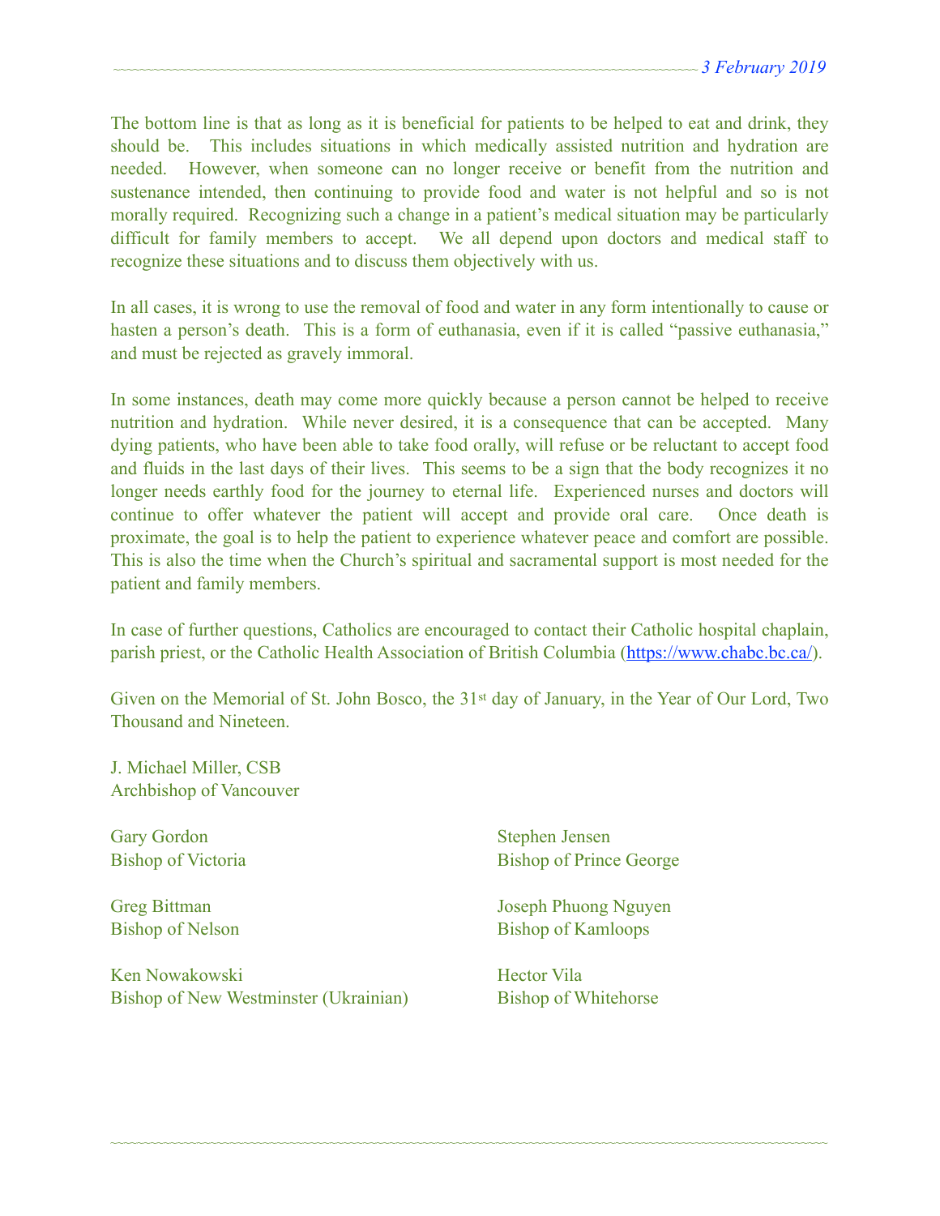The bottom line is that as long as it is beneficial for patients to be helped to eat and drink, they should be. This includes situations in which medically assisted nutrition and hydration are needed. However, when someone can no longer receive or benefit from the nutrition and sustenance intended, then continuing to provide food and water is not helpful and so is not morally required. Recognizing such a change in a patient's medical situation may be particularly difficult for family members to accept. We all depend upon doctors and medical staff to recognize these situations and to discuss them objectively with us.

In all cases, it is wrong to use the removal of food and water in any form intentionally to cause or hasten a person's death. This is a form of euthanasia, even if it is called "passive euthanasia," and must be rejected as gravely immoral.

In some instances, death may come more quickly because a person cannot be helped to receive nutrition and hydration. While never desired, it is a consequence that can be accepted. Many dying patients, who have been able to take food orally, will refuse or be reluctant to accept food and fluids in the last days of their lives. This seems to be a sign that the body recognizes it no longer needs earthly food for the journey to eternal life. Experienced nurses and doctors will continue to offer whatever the patient will accept and provide oral care. Once death is proximate, the goal is to help the patient to experience whatever peace and comfort are possible. This is also the time when the Church's spiritual and sacramental support is most needed for the patient and family members.

In case of further questions, Catholics are encouraged to contact their Catholic hospital chaplain, parish priest, or the Catholic Health Association of British Columbia (https://www.chabc.bc.ca/).

Given on the Memorial of St. John Bosco, the 31st day of January, in the Year of Our Lord, Two Thousand and Nineteen.

J. Michael Miller, CSB
Archbishop of Vancouver

Gary Gordon
Bishop of Victoria

Stephen Jensen
Bishop of Prince George

Greg Bittman
Bishop of Nelson

Joseph Phuong Nguyen
Bishop of Kamloops

Ken Nowakowski
Bishop of New Westminster (Ukrainian)

Hector Vila
Bishop of Whitehorse